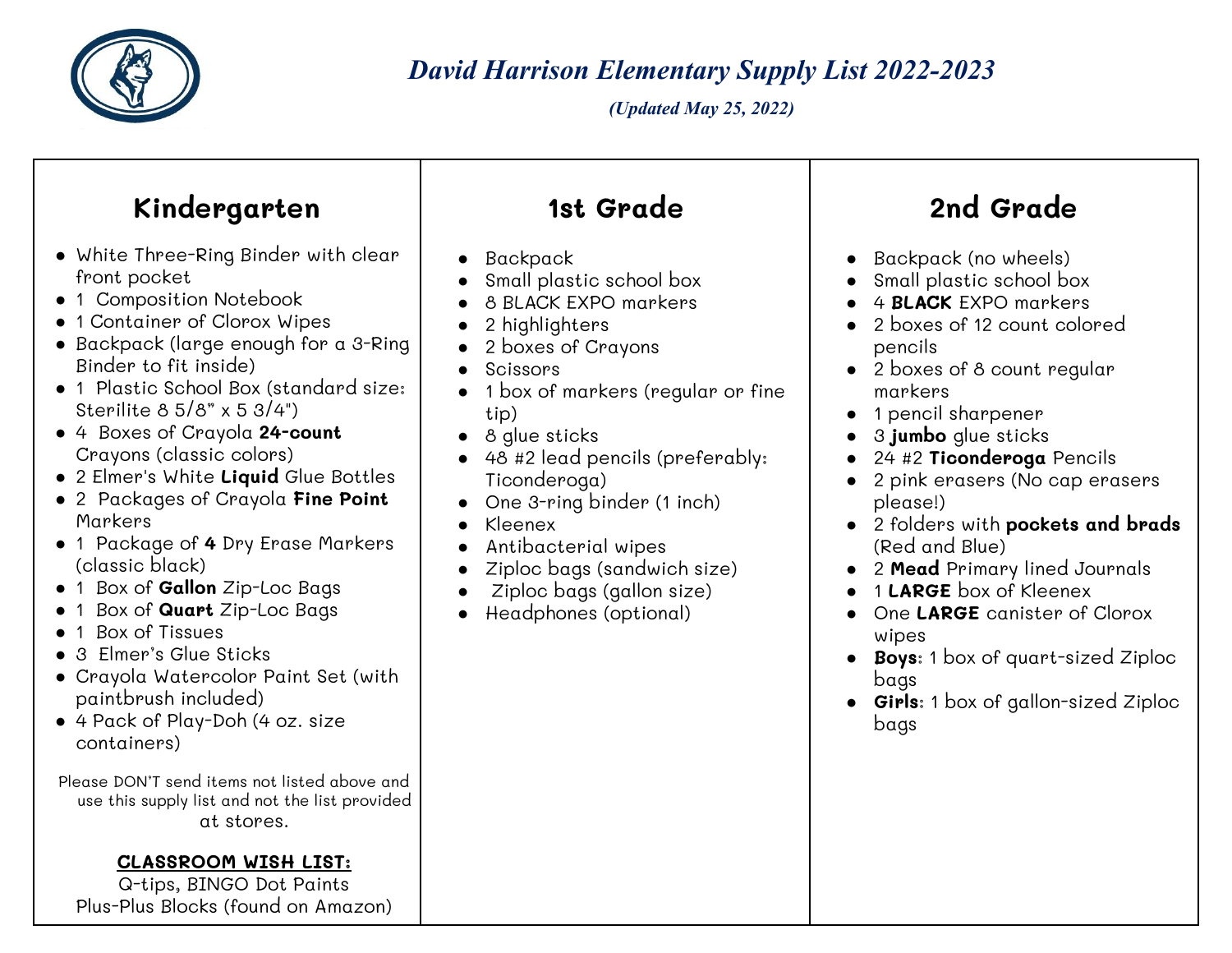# *David Harrison Elementary Supply List 2022-2023*

***(Updated May 25, 2022)***

## Kindergarten

- White Three-Ring Binder with clear front pocket
- 1 Composition Notebook
- 1 Container of Clorox Wipes
- Backpack (large enough for a 3-Ring Binder to fit inside)
- 1 Plastic School Box (standard size: Sterilite 8 5/8" x 5 3/4")
- 4 Boxes of Crayola **24-count** Crayons (classic colors)
- 2 Elmer's White **Liquid** Glue Bottles
- 2 Packages of Crayola **Fine Point** Markers
- 1 Package of **4** Dry Erase Markers (classic black)
- 1 Box of **Gallon** Zip-Loc Bags
- 1 Box of **Quart** Zip-Loc Bags
- 1 Box of Tissues
- 3 Elmer's Glue Sticks
- Crayola Watercolor Paint Set (with paintbrush included)
- 4 Pack of Play-Doh (4 oz. size containers)

Please DON'T send items not listed above and use this supply list and not the list provided at stores.

**CLASSROOM WISH LIST:**

Q-tips, BINGO Dot Paints
Plus-Plus Blocks (found on Amazon)

## 1st Grade

- Backpack
- Small plastic school box
- 8 BLACK EXPO markers
- 2 highlighters
- 2 boxes of Crayons
- Scissors
- 1 box of markers (regular or fine tip)
- 8 glue sticks
- 48 #2 lead pencils (preferably: Ticonderoga)
- One 3-ring binder (1 inch)
- Kleenex
- Antibacterial wipes
- Ziploc bags (sandwich size)
- Ziploc bags (gallon size)
- Headphones (optional)

## 2nd Grade

- Backpack (no wheels)
- Small plastic school box
- 4 **BLACK** EXPO markers
- 2 boxes of 12 count colored pencils
- 2 boxes of 8 count regular markers
- 1 pencil sharpener
- 3 **jumbo** glue sticks
- 24 #2 **Ticonderoga** Pencils
- 2 pink erasers (No cap erasers please!)
- 2 folders with **pockets and brads** (Red and Blue)
- 2 **Mead** Primary lined Journals
- 1 **LARGE** box of Kleenex
- One **LARGE** canister of Clorox wipes
- **Boys**: 1 box of quart-sized Ziploc bags
- **Girls**: 1 box of gallon-sized Ziploc bags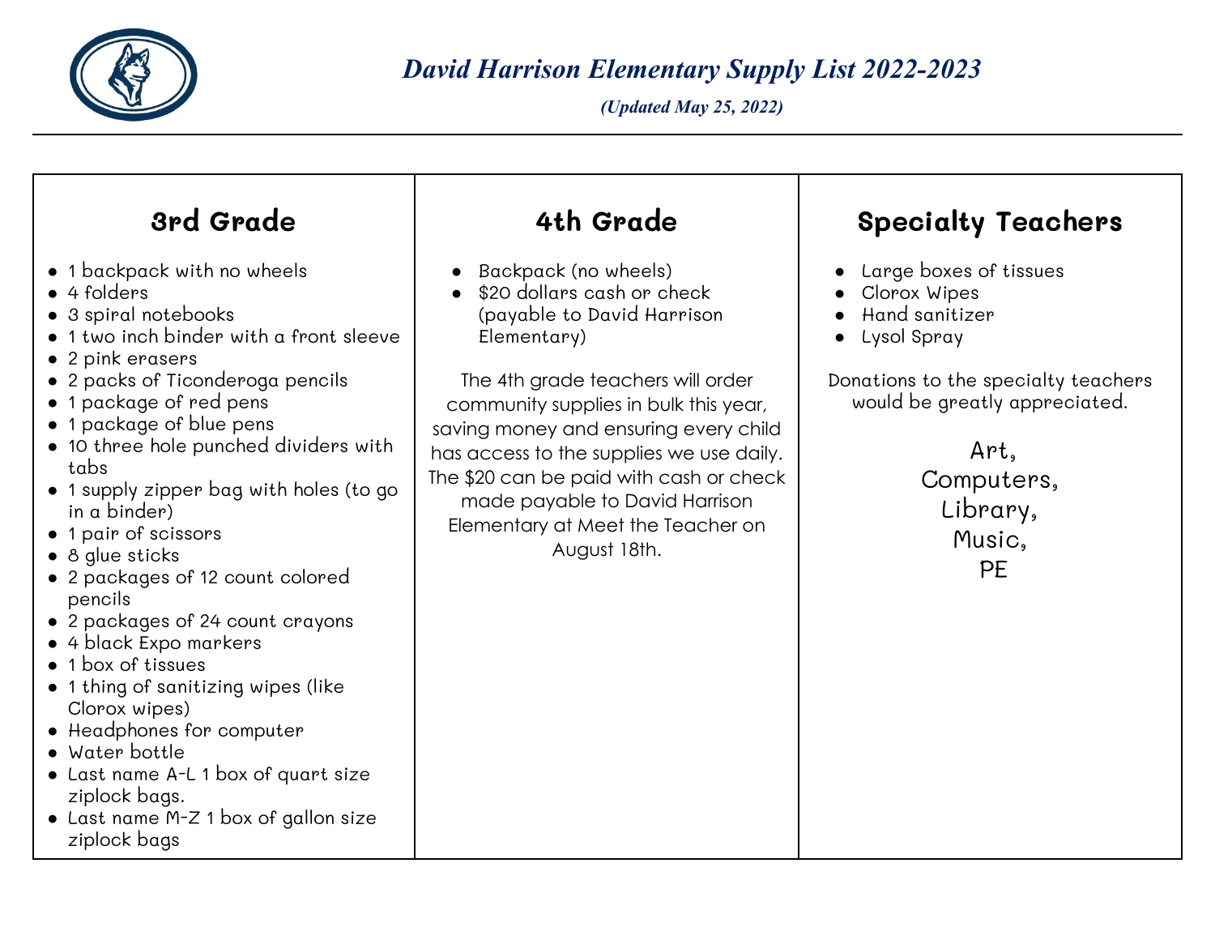# *David Harrison Elementary Supply List 2022-2023*

***(Updated May 25, 2022)***

## 3rd Grade

- 1 backpack with no wheels
- 4 folders
- 3 spiral notebooks
- 1 two inch binder with a front sleeve
- 2 pink erasers
- 2 packs of Ticonderoga pencils
- 1 package of red pens
- 1 package of blue pens
- 10 three hole punched dividers with tabs
- 1 supply zipper bag with holes (to go in a binder)
- 1 pair of scissors
- 8 glue sticks
- 2 packages of 12 count colored pencils
- 2 packages of 24 count crayons
- 4 black Expo markers
- 1 box of tissues
- 1 thing of sanitizing wipes (like Clorox wipes)
- Headphones for computer
- Water bottle
- Last name A-L 1 box of quart size ziplock bags.
- Last name M-Z 1 box of gallon size ziplock bags

## 4th Grade

- Backpack (no wheels)
- $20 dollars cash or check (payable to David Harrison Elementary)

The 4th grade teachers will order community supplies in bulk this year, saving money and ensuring every child has access to the supplies we use daily. The $20 can be paid with cash or check made payable to David Harrison Elementary at Meet the Teacher on August 18th.

## Specialty Teachers

- Large boxes of tissues
- Clorox Wipes
- Hand sanitizer
- Lysol Spray

Donations to the specialty teachers would be greatly appreciated.

Art,
Computers,
Library,
Music,
PE